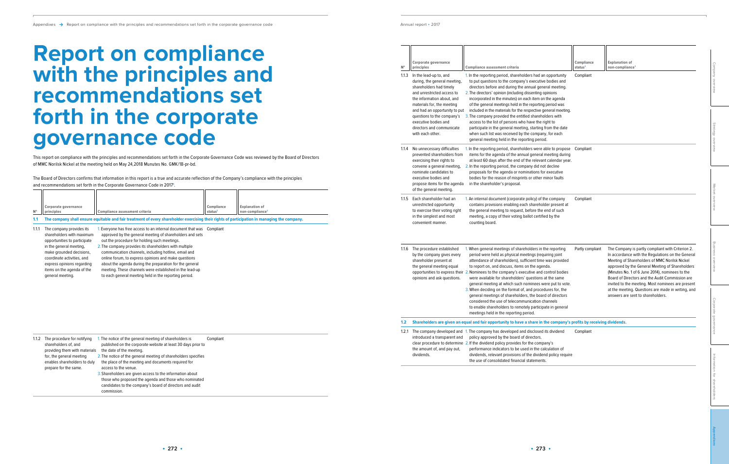# Report on compliance with the principles and recommendations set forth in the corporate governance code

This report on compliance with the principles and recommendations set forth in the Corporate Governance Code was reviewed by the Board of Directors of MMC Norilsk Nickel at the meeting held on May 24, 2018 Munutes No. GMK/18-pr-bd.

The Board of Directors confirms that information in this report is a true and accurate reflection of the Company's compliance with the principles and recommendations set forth in the Corporate Governance Code in 2017[1].

| № | Corporate governance principles | Compliance assessment criteria | Compliance status[2] | Explanation of non-compliance[3] |
|---|---|---|---|---|
| **1.1** | **The company shall ensure equitable and fair treatment of every shareholder exercising their rights of participation in managing the company.** | | | |
| 1.1.1 | The company provides its shareholders with maximum opportunities to participate in the general meeting, make grounded decisions, coordinate activities, and express opinions regarding items on the agenda of the general meeting. | 1. Everyone has free access to an internal document that was approved by the general meeting of shareholders and sets out the procedure for holding such meetings.<br>2. The company provides its shareholders with multiple communication channels, including hotline, email and online forum, to express opinions and make questions about the agenda during the preparation for the general meeting. These channels were established in the lead-up to each general meeting held in the reporting period. | Compliant | |
| 1.1.2 | The procedure for notifying shareholders of, and providing them with materials for, the general meeting enables shareholders to duly prepare for the same. | 1. The notice of the general meeting of shareholders is published on the corporate website at least 30 days prior to the date of the meeting.<br>2. The notice of the general meeting of shareholders specifies the place of the meeting and documents required for access to the venue.<br>3. Shareholders are given access to the information about those who proposed the agenda and those who nominated candidates to the company's board of directors and audit commission. | Compliant | |
| 1.1.3 | In the lead-up to, and during, the general meeting, shareholders had timely and unrestricted access to the information about, and materials for, the meeting and had an opportunity to put questions to the company's executive bodies and directors and communicate with each other. | 1. In the reporting period, shareholders had an opportunity to put questions to the company's executive bodies and directors before and during the annual general meeting.<br>2. The directors' opinion (including dissenting opinions incorporated in the minutes) on each item on the agenda of the general meetings held in the reporting period was included in the materials for the respective general meeting.<br>3. The company provided the entitled shareholders with access to the list of persons who have the right to participate in the general meeting, starting from the date when such list was received by the company, for each general meeting held in the reporting period. | Compliant | |
| 1.1.4 | No unnecessary difficulties prevented shareholders from exercising their rights to convene a general meeting, nominate candidates to executive bodies and propose items for the agenda of the general meeting. | 1. In the reporting period, shareholders were able to propose items for the agenda of the annual general meeting during at least 60 days after the end of the relevant calendar year.<br>2. In the reporting period, the company did not decline proposals for the agenda or nominations for executive bodies for the reason of misprints or other minor faults in the shareholder's proposal. | Compliant | |
| 1.1.5 | Each shareholder had an unrestricted opportunity to exercise their voting right in the simplest and most convenient manner. | 1. An internal document (corporate policy) of the company contains provisions enabling each shareholder present at the general meeting to request, before the end of such meeting, a copy of their voting ballot certified by the counting board. | Compliant | |
| 1.1.6 | The procedure established by the company gives every shareholder present at the general meeting equal opportunities to express their opinions and ask questions. | 1. When general meetings of shareholders in the reporting period were held as physical meetings (requiring joint attendance of shareholders), sufficient time was provided to report on, and discuss, items on the agenda.<br>2. Nominees to the company's executive and control bodies were available for shareholders' questions at the same general meeting at which such nominees were put to vote.<br>3. When deciding on the format of, and procedures for, the general meetings of shareholders, the board of directors considered the use of telecommunication channels to enable shareholders to remotely participate in general meetings held in the reporting period. | Partly compliant | The Company is partly compliant with Criterion 2. In accordance with the Regulations on the General Meeting of Shareholders of MMC Norilsk Nickel approved by the General Meeting of Shareholders (Minutes No. 1 of 6 June 2014), nominees to the Board of Directors and the Audit Commission are invited to the meeting. Most nominees are present at the meeting. Questions are made in writing, and answers are sent to shareholders. |
| **1.2** | **Shareholders are given an equal and fair opportunity to have a share in the company's profits by receiving dividends.** | | | |
| 1.2.1 | The company developed and introduced a transparent and clear procedure to determine the amount of, and pay out, dividends. | 1. The company has developed and disclosed its dividend policy approved by the board of directors.<br>2. If the dividend policy provides for the company's performance indicators to be used in the calculation of dividends, relevant provisions of the dividend policy require the use of consolidated financial statements. | Compliant | |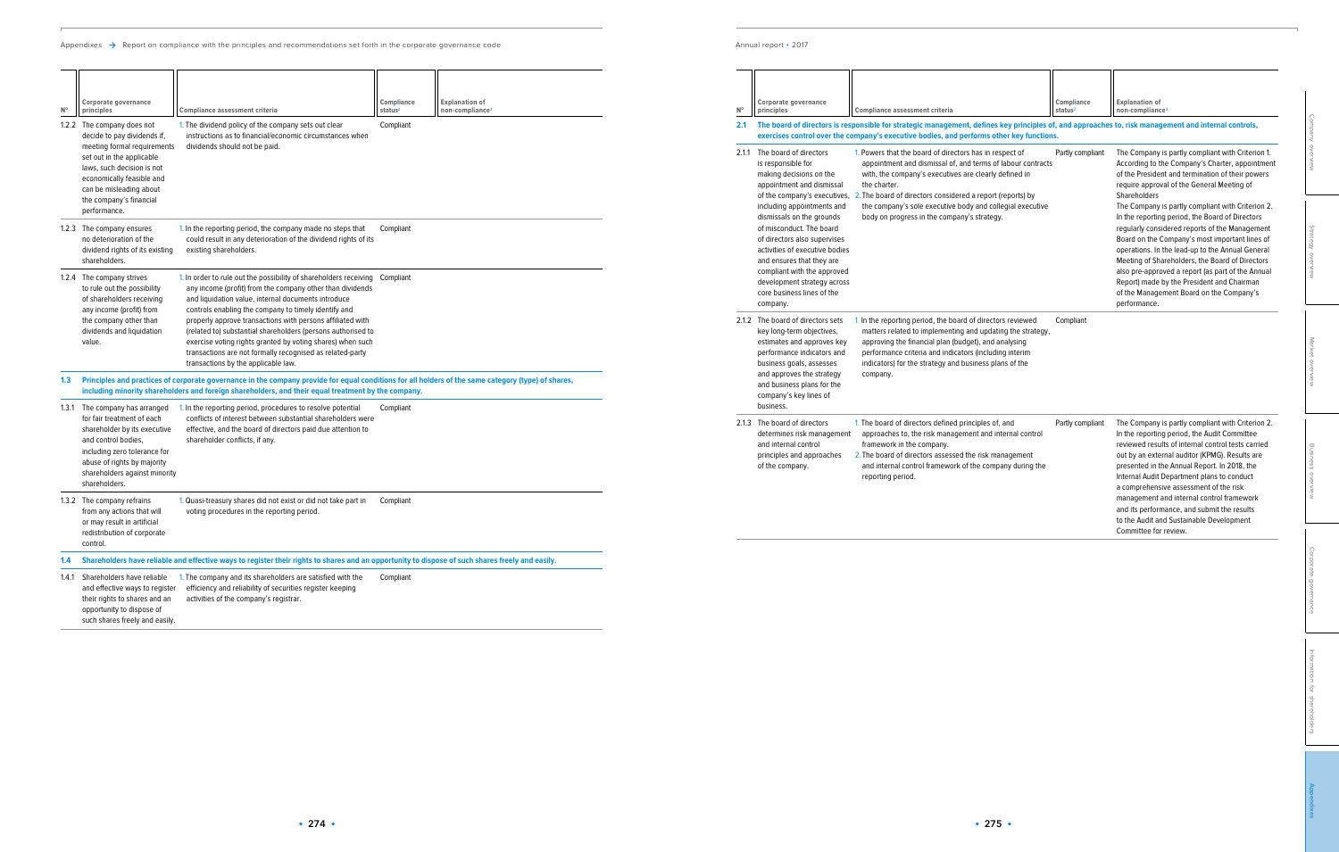| N° | Corporate governance principles | Compliance assessment criteria | Compliance status[2] | Explanation of non-compliance[3] |
|---|---|---|---|---|
| 1.2.2 | The company does not decide to pay dividends if, meeting formal requirements set out in the applicable laws, such decision is not economically feasible and can be misleading about the company's financial performance. | 1. The dividend policy of the company sets out clear instructions as to financial/economic circumstances when dividends should not be paid. | Compliant | |
| 1.2.3 | The company ensures no deterioration of the dividend rights of its existing shareholders. | 1. In the reporting period, the company made no steps that could result in any deterioration of the dividend rights of its existing shareholders. | Compliant | |
| 1.2.4 | The company strives to rule out the possibility of shareholders receiving any income (profit) from the company other than dividends and liquidation value. | 1. In order to rule out the possibility of shareholders receiving any income (profit) from the company other than dividends and liquidation value, internal documents introduce controls enabling the company to timely identify and properly approve transactions with persons affiliated with (related to) substantial shareholders (persons authorised to exercise voting rights granted by voting shares) when such transactions are not formally recognised as related-party transactions by the applicable law. | Compliant | |
| **1.3** | **Principles and practices of corporate governance in the company provide for equal conditions for all holders of the same category (type) of shares, including minority shareholders and foreign shareholders, and their equal treatment by the company.** | | | |
| 1.3.1 | The company has arranged for fair treatment of each shareholder by its executive and control bodies, including zero tolerance for abuse of rights by majority shareholders against minority shareholders. | 1. In the reporting period, procedures to resolve potential conflicts of interest between substantial shareholders were effective, and the board of directors paid due attention to shareholder conflicts, if any. | Compliant | |
| 1.3.2 | The company refrains from any actions that will or may result in artificial redistribution of corporate control. | 1. Quasi-treasury shares did not exist or did not take part in voting procedures in the reporting period. | Compliant | |
| **1.4** | **Shareholders have reliable and effective ways to register their rights to shares and an opportunity to dispose of such shares freely and easily.** | | | |
| 1.4.1 | Shareholders have reliable and effective ways to register their rights to shares and an opportunity to dispose of such shares freely and easily. | 1. The company and its shareholders are satisfied with the efficiency and reliability of securities register keeping activities of the company's registrar. | Compliant | |

| N° | Corporate governance principles | Compliance assessment criteria | Compliance status[2] | Explanation of non-compliance[3] |
|---|---|---|---|---|
| **2.1** | **The board of directors is responsible for strategic management, defines key principles of, and approaches to, risk management and internal controls, exercises control over the company's executive bodies, and performs other key functions.** | | | |
| 2.1.1 | The board of directors is responsible for making decisions on the appointment and dismissal of the company's executives, including appointments and dismissals on the grounds of misconduct. The board of directors also supervises activities of executive bodies and ensures that they are compliant with the approved development strategy across core business lines of the company. | 1. Powers that the board of directors has in respect of appointment and dismissal of, and terms of labour contracts with, the company's executives are clearly defined in the charter.<br>2. The board of directors considered a report (reports) by the company's sole executive body and collegial executive body on progress in the company's strategy. | Partly compliant | The Company is partly compliant with Criterion 1. According to the Company's Charter, appointment of the President and termination of their powers require approval of the General Meeting of Shareholders<br>The Company is partly compliant with Criterion 2. In the reporting period, the Board of Directors regularly considered reports of the Management Board on the Company's most important lines of operations. In the lead-up to the Annual General Meeting of Shareholders, the Board of Directors also pre-approved a report (as part of the Annual Report) made by the President and Chairman of the Management Board on the Company's performance. |
| 2.1.2 | The board of directors sets key long-term objectives, estimates and approves key performance indicators and business goals, assesses and approves the strategy and business plans for the company's key lines of business. | 1. In the reporting period, the board of directors reviewed matters related to implementing and updating the strategy, approving the financial plan (budget), and analysing performance criteria and indicators (including interim indicators) for the strategy and business plans of the company. | Compliant | |
| 2.1.3 | The board of directors determines risk management and internal control principles and approaches of the company. | 1. The board of directors defined principles of, and approaches to, the risk management and internal control framework in the company.<br>2. The board of directors assessed the risk management and internal control framework of the company during the reporting period. | Partly compliant | The Company is partly compliant with Criterion 2. In the reporting period, the Audit Committee reviewed results of internal control tests carried out by an external auditor (KPMG). Results are presented in the Annual Report. In 2018, the Internal Audit Department plans to conduct a comprehensive assessment of the risk management and internal control framework and its performance, and submit the results to the Audit and Sustainable Development Committee for review. |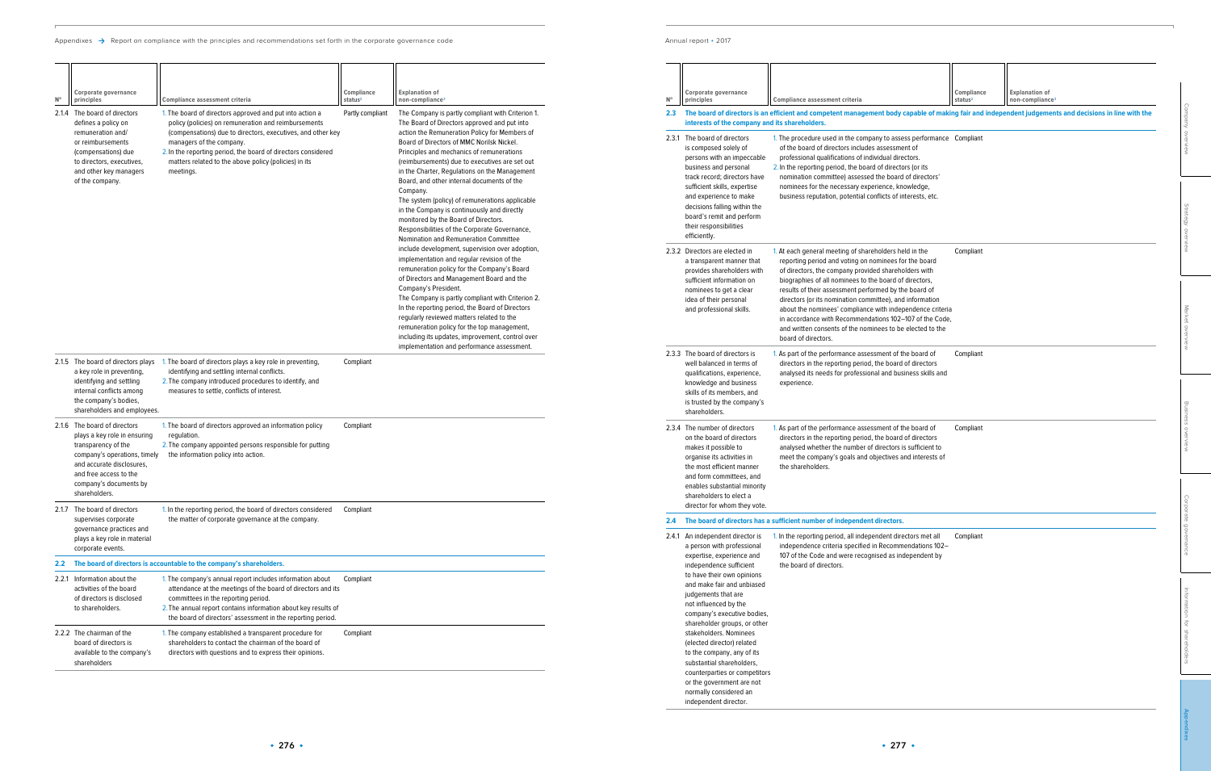| №  | Corporate governance principles | Compliance assessment criteria | Compliance status[2] | Explanation of non-compliance[3] |
|---|---|---|---|---|
| 2.1.4 | The board of directors defines a policy on remuneration and/or reimbursements (compensations) due to directors, executives, and other key managers of the company. | 1. The board of directors approved and put into action a policy (policies) on remuneration and reimbursements (compensations) due to directors, executives, and other key managers of the company.<br>2. In the reporting period, the board of directors considered matters related to the above policy (policies) in its meetings. | Partly compliant | The Company is partly compliant with Criterion 1. The Board of Directors approved and put into action the Remuneration Policy for Members of Board of Directors of MMC Norilsk Nickel. Principles and mechanics of remunerations (reimbursements) due to executives are set out in the Charter, Regulations on the Management Board, and other internal documents of the Company.<br>The system (policy) of remunerations applicable in the Company is continuously and directly monitored by the Board of Directors. Responsibilities of the Corporate Governance, Nomination and Remuneration Committee include development, supervision over adoption, implementation and regular revision of the remuneration policy for the Company's Board of Directors and Management Board and the Company's President.<br>The Company is partly compliant with Criterion 2. In the reporting period, the Board of Directors regularly reviewed matters related to the remuneration policy for the top management, including its updates, improvement, control over implementation and performance assessment. |
| 2.1.5 | The board of directors plays a key role in preventing, identifying and settling internal conflicts among the company's bodies, shareholders and employees. | 1. The board of directors plays a key role in preventing, identifying and settling internal conflicts.<br>2. The company introduced procedures to identify, and measures to settle, conflicts of interest. | Compliant | |
| 2.1.6 | The board of directors plays a key role in ensuring transparency of the company's operations, timely and accurate disclosures, and free access to the company's documents by shareholders. | 1. The board of directors approved an information policy regulation.<br>2. The company appointed persons responsible for putting the information policy into action. | Compliant | |
| 2.1.7 | The board of directors supervises corporate governance practices and plays a key role in material corporate events. | 1. In the reporting period, the board of directors considered the matter of corporate governance at the company. | Compliant | |
| **2.2** | **The board of directors is accountable to the company's shareholders.** | | | |
| 2.2.1 | Information about the activities of the board of directors is disclosed to shareholders. | 1. The company's annual report includes information about attendance at the meetings of the board of directors and its committees in the reporting period.<br>2. The annual report contains information about key results of the board of directors' assessment in the reporting period. | Compliant | |
| 2.2.2 | The chairman of the board of directors is available to the company's shareholders | 1. The company established a transparent procedure for shareholders to contact the chairman of the board of directors with questions and to express their opinions. | Compliant | |
| **2.3** | **The board of directors is an efficient and competent management body capable of making fair and independent judgements and decisions in line with the interests of the company and its shareholders.** | | | |
| 2.3.1 | The board of directors is composed solely of persons with an impeccable business and personal track record; directors have sufficient skills, expertise and experience to make decisions falling within the board's remit and perform their responsibilities efficiently. | 1. The procedure used in the company to assess performance of the board of directors includes assessment of professional qualifications of individual directors.<br>2. In the reporting period, the board of directors (or its nomination committee) assessed the board of directors' nominees for the necessary experience, knowledge, business reputation, potential conflicts of interests, etc. | Compliant | |
| 2.3.2 | Directors are elected in a transparent manner that provides shareholders with sufficient information on nominees to get a clear idea of their personal and professional skills. | 1. At each general meeting of shareholders held in the reporting period and voting on nominees for the board of directors, the company provided shareholders with biographies of all nominees to the board of directors, results of their assessment performed by the board of directors (or its nomination committee), and information about the nominees' compliance with independence criteria in accordance with Recommendations 102–107 of the Code, and written consents of the nominees to be elected to the board of directors. | Compliant | |
| 2.3.3 | The board of directors is well balanced in terms of qualifications, experience, knowledge and business skills of its members, and is trusted by the company's shareholders. | 1. As part of the performance assessment of the board of directors in the reporting period, the board of directors analysed its needs for professional and business skills and experience. | Compliant | |
| 2.3.4 | The number of directors on the board of directors makes it possible to organise its activities in the most efficient manner and form committees, and enables substantial minority shareholders to elect a director for whom they vote. | 1. As part of the performance assessment of the board of directors in the reporting period, the board of directors analysed whether the number of directors is sufficient to meet the company's goals and objectives and interests of the shareholders. | Compliant | |
| **2.4** | **The board of directors has a sufficient number of independent directors.** | | | |
| 2.4.1 | An independent director is a person with professional expertise, experience and independence sufficient to have their own opinions and make fair and unbiased judgements that are not influenced by the company's executive bodies, shareholder groups, or other stakeholders. Nominees (elected director) related to the company, any of its substantial shareholders, counterparties or competitors or the government are not normally considered an independent director. | 1. In the reporting period, all independent directors met all independence criteria specified in Recommendations 102–107 of the Code and were recognised as independent by the board of directors. | Compliant | |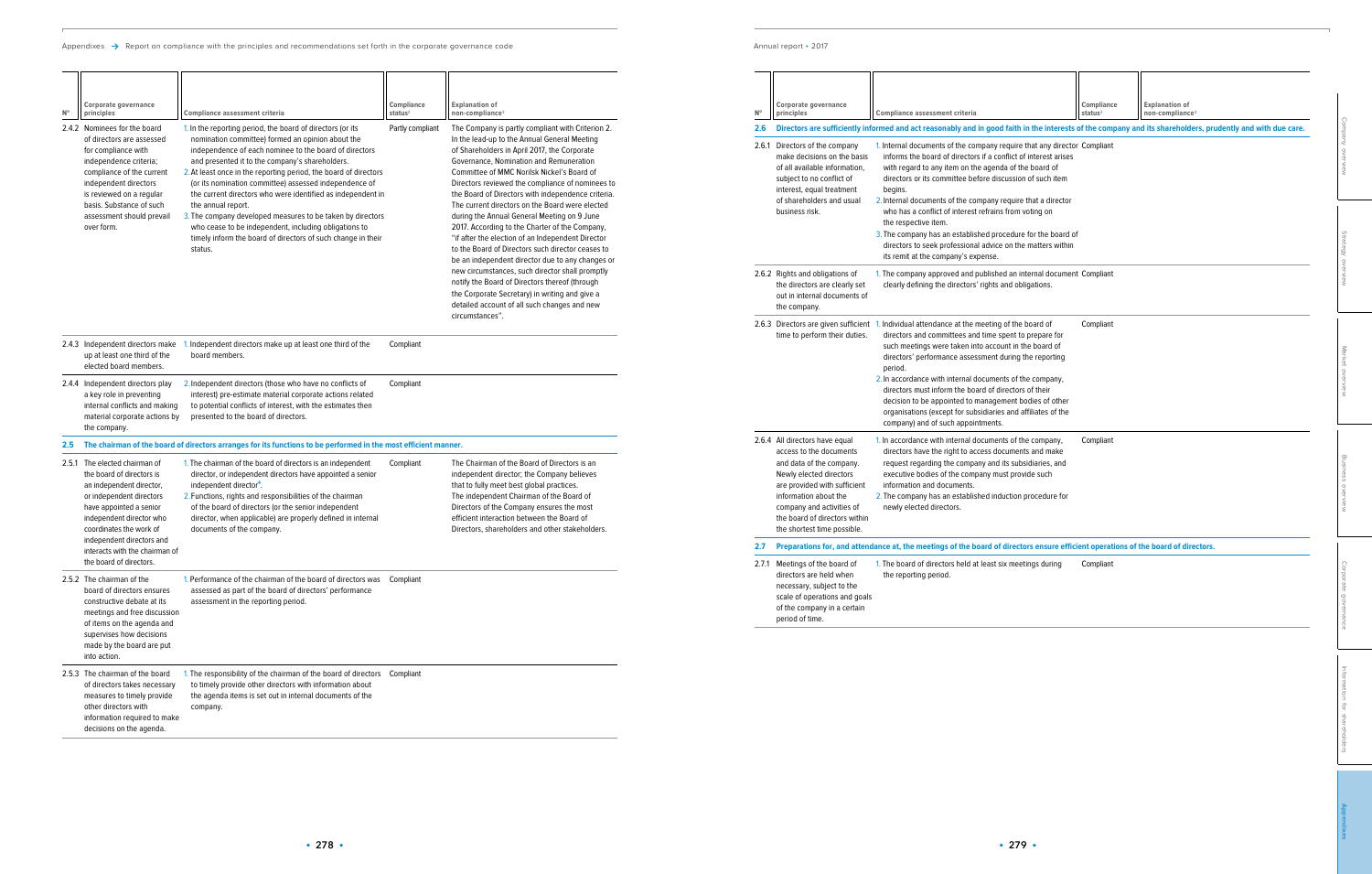| № | Corporate governance principles | Compliance assessment criteria | Compliance status[2] | Explanation of non-compliance[3] |
|---|---|---|---|---|
| 2.4.2 | Nominees for the board of directors are assessed for compliance with independence criteria; compliance of the current independent directors is reviewed on a regular basis. Substance of such assessment should prevail over form. | 1. In the reporting period, the board of directors (or its nomination committee) formed an opinion about the independence of each nominee to the board of directors and presented it to the company's shareholders. 2. At least once in the reporting period, the board of directors (or its nomination committee) assessed independence of the current directors who were identified as independent in the annual report. 3. The company developed measures to be taken by directors who cease to be independent, including obligations to timely inform the board of directors of such change in their status. | Partly compliant | The Company is partly compliant with Criterion 2. In the lead-up to the Annual General Meeting of Shareholders in April 2017, the Corporate Governance, Nomination and Remuneration Committee of MMC Norilsk Nickel's Board of Directors reviewed the compliance of nominees to the Board of Directors with independence criteria. The current directors on the Board were elected during the Annual General Meeting on 9 June 2017. According to the Charter of the Company, "if after the election of an Independent Director to the Board of Directors such director ceases to be an independent director due to any changes or new circumstances, such director shall promptly notify the Board of Directors thereof (through the Corporate Secretary) in writing and give a detailed account of all such changes and new circumstances". |
| 2.4.3 | Independent directors make up at least one third of the elected board members. | 1. Independent directors make up at least one third of the board members. | Compliant | |
| 2.4.4 | Independent directors play a key role in preventing internal conflicts and making material corporate actions by the company. | 2. Independent directors (those who have no conflicts of interest) pre-estimate material corporate actions related to potential conflicts of interest, with the estimates then presented to the board of directors. | Compliant | |
| **2.5** | **The chairman of the board of directors arranges for its functions to be performed in the most efficient manner.** | | | |
| 2.5.1 | The elected chairman of the board of directors is an independent director, or independent directors have appointed a senior independent director who coordinates the work of independent directors and interacts with the chairman of the board of directors. | 1. The chairman of the board of directors is an independent director, or independent directors have appointed a senior independent director[4]. 2. Functions, rights and responsibilities of the chairman of the board of directors (or the senior independent director, when applicable) are properly defined in internal documents of the company. | Compliant | The Chairman of the Board of Directors is an independent director; the Company believes that to fully meet best global practices. The independent Chairman of the Board of Directors of the Company ensures the most efficient interaction between the Board of Directors, shareholders and other stakeholders. |
| 2.5.2 | The chairman of the board of directors ensures constructive debate at its meetings and free discussion of items on the agenda and supervises how decisions made by the board are put into action. | 1. Performance of the chairman of the board of directors was assessed as part of the board of directors' performance assessment in the reporting period. | Compliant | |
| 2.5.3 | The chairman of the board of directors takes necessary measures to timely provide other directors with information required to make decisions on the agenda. | 1. The responsibility of the chairman of the board of directors to timely provide other directors with information about the agenda items is set out in internal documents of the company. | Compliant | |
| **2.6** | **Directors are sufficiently informed and act reasonably and in good faith in the interests of the company and its shareholders, prudently and with due care.** | | | |
| 2.6.1 | Directors of the company make decisions on the basis of all available information, subject to no conflict of interest, equal treatment of shareholders and usual business risk. | 1. Internal documents of the company require that any director informs the board of directors if a conflict of interest arises with regard to any item on the agenda of the board of directors or its committee before discussion of such item begins. 2. Internal documents of the company require that a director who has a conflict of interest refrains from voting on the respective item. 3. The company has an established procedure for the board of directors to seek professional advice on the matters within its remit at the company's expense. | Compliant | |
| 2.6.2 | Rights and obligations of the directors are clearly set out in internal documents of the company. | 1. The company approved and published an internal document clearly defining the directors' rights and obligations. | Compliant | |
| 2.6.3 | Directors are given sufficient time to perform their duties. | 1. Individual attendance at the meeting of the board of directors and committees and time spent to prepare for such meetings were taken into account in the board of directors' performance assessment during the reporting period. 2. In accordance with internal documents of the company, directors must inform the board of directors of their decision to be appointed to management bodies of other organisations (except for subsidiaries and affiliates of the company) and of such appointments. | Compliant | |
| 2.6.4 | All directors have equal access to the documents and data of the company. Newly elected directors are provided with sufficient information about the company and activities of the board of directors within the shortest time possible. | 1. In accordance with internal documents of the company, directors have the right to access documents and make request regarding the company and its subsidiaries, and executive bodies of the company must provide such information and documents. 2. The company has an established induction procedure for newly elected directors. | Compliant | |
| **2.7** | **Preparations for, and attendance at, the meetings of the board of directors ensure efficient operations of the board of directors.** | | | |
| 2.7.1 | Meetings of the board of directors are held when necessary, subject to the scale of operations and goals of the company in a certain period of time. | 1. The board of directors held at least six meetings during the reporting period. | Compliant | |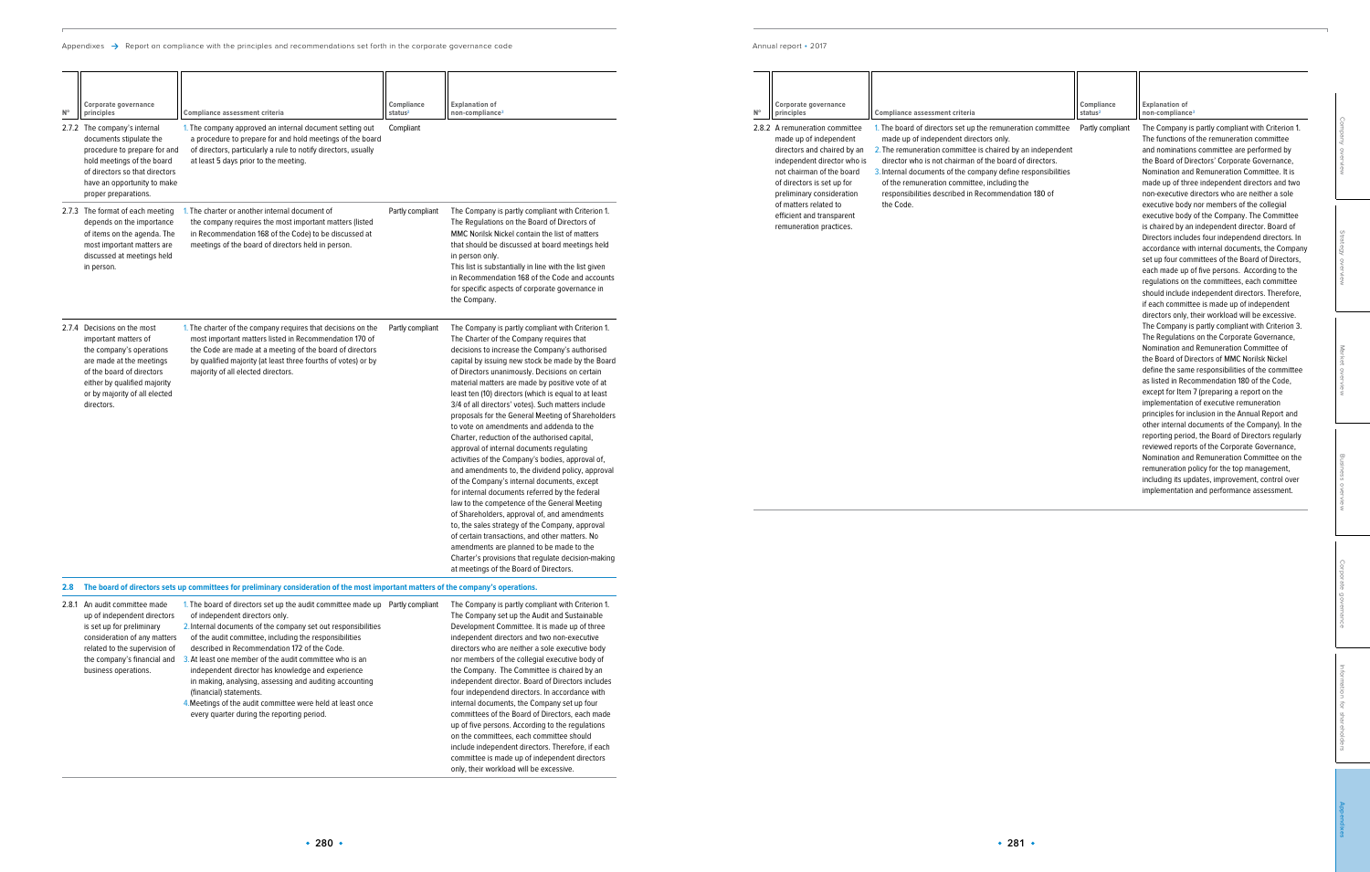| N° | Corporate governance principles | Compliance assessment criteria | Compliance status[2] | Explanation of non-compliance[3] |
|---|---|---|---|---|
| 2.7.2 | The company's internal documents stipulate the procedure to prepare for and hold meetings of the board of directors so that directors have an opportunity to make proper preparations. | 1. The company approved an internal document setting out a procedure to prepare for and hold meetings of the board of directors, particularly a rule to notify directors, usually at least 5 days prior to the meeting. | Compliant | |
| 2.7.3 | The format of each meeting depends on the importance of items on the agenda. The most important matters are discussed at meetings held in person. | 1. The charter or another internal document of the company requires the most important matters (listed in Recommendation 168 of the Code) to be discussed at meetings of the board of directors held in person. | Partly compliant | The Company is partly compliant with Criterion 1. The Regulations on the Board of Directors of MMC Norilsk Nickel contain the list of matters that should be discussed at board meetings held in person only. This list is substantially in line with the list given in Recommendation 168 of the Code and accounts for specific aspects of corporate governance in the Company. |
| 2.7.4 | Decisions on the most important matters of the company's operations are made at the meetings of the board of directors either by qualified majority or by majority of all elected directors. | 1. The charter of the company requires that decisions on the most important matters listed in Recommendation 170 of the Code are made at a meeting of the board of directors by qualified majority (at least three fourths of votes) or by majority of all elected directors. | Partly compliant | The Company is partly compliant with Criterion 1. The Charter of the Company requires that decisions to increase the Company's authorised capital by issuing new stock be made by the Board of Directors unanimously. Decisions on certain material matters are made by positive vote of at least ten (10) directors (which is equal to at least 3/4 of all directors' votes). Such matters include proposals for the General Meeting of Shareholders to vote on amendments and addenda to the Charter, reduction of the authorised capital, approval of internal documents regulating activities of the Company's bodies, approval of, and amendments to, the dividend policy, approval of the Company's internal documents, except for internal documents referred by the federal law to the competence of the General Meeting of Shareholders, approval of, and amendments to, the sales strategy of the Company, approval of certain transactions, and other matters. No amendments are planned to be made to the Charter's provisions that regulate decision-making at meetings of the Board of Directors. |
| **2.8** | **The board of directors sets up committees for preliminary consideration of the most important matters of the company's operations.** | | | |
| 2.8.1 | An audit committee made up of independent directors is set up for preliminary consideration of any matters related to the supervision of the company's financial and business operations. | 1. The board of directors set up the audit committee made up of independent directors only.<br>2. Internal documents of the company set out responsibilities of the audit committee, including the responsibilities described in Recommendation 172 of the Code.<br>3. At least one member of the audit committee who is an independent director has knowledge and experience in making, analysing, assessing and auditing accounting (financial) statements.<br>4. Meetings of the audit committee were held at least once every quarter during the reporting period. | Partly compliant | The Company is partly compliant with Criterion 1. The Company set up the Audit and Sustainable Development Committee. It is made up of three independent directors and two non-executive directors who are neither a sole executive body nor members of the collegial executive body of the Company. The Committee is chaired by an independent director. Board of Directors includes four independend directors. In accordance with internal documents, the Company set up four committees of the Board of Directors, each made up of five persons. According to the regulations on the committees, each committee should include independent directors. Therefore, if each committee is made up of independent directors only, their workload will be excessive. |
| 2.8.2 | A remuneration committee made up of independent directors and chaired by an independent director who is not chairman of the board of directors is set up for preliminary consideration of matters related to efficient and transparent remuneration practices. | 1. The board of directors set up the remuneration committee made up of independent directors only.<br>2. The remuneration committee is chaired by an independent director who is not chairman of the board of directors.<br>3. Internal documents of the company define responsibilities of the remuneration committee, including the responsibilities described in Recommendation 180 of the Code. | Partly compliant | The Company is partly compliant with Criterion 1. The functions of the remuneration committee and nominations committee are performed by the Board of Directors' Corporate Governance, Nomination and Remuneration Committee. It is made up of three independent directors and two non-executive directors who are neither a sole executive body nor members of the collegial executive body of the Company. The Committee is chaired by an independent director. Board of Directors includes four independend directors. In accordance with internal documents, the Company set up four committees of the Board of Directors, each made up of five persons. According to the regulations on the committees, each committee should include independent directors. Therefore, if each committee is made up of independent directors only, their workload will be excessive.<br>The Company is partly compliant with Criterion 3. The Regulations on the Corporate Governance, Nomination and Remuneration Committee of the Board of Directors of MMC Norilsk Nickel define the same responsibilities of the committee as listed in Recommendation 180 of the Code, except for Item 7 (preparing a report on the implementation of executive remuneration principles for inclusion in the Annual Report and other internal documents of the Company). In the reporting period, the Board of Directors regularly reviewed reports of the Corporate Governance, Nomination and Remuneration Committee on the remuneration policy for the top management, including its updates, improvement, control over implementation and performance assessment. |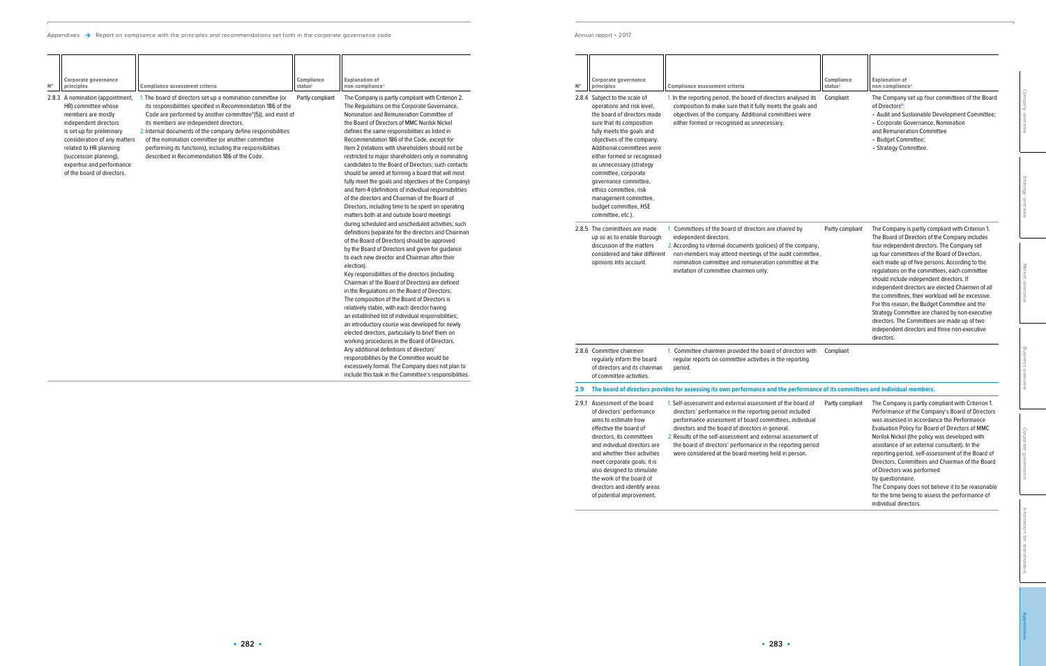| № | Corporate governance principles | Compliance assessment criteria | Compliance status[2] | Explanation of non-compliance[3] |
|---|---|---|---|---|
| 2.8.3 | A nomination (appointment, HR) committee whose members are mostly independent directors is set up for preliminary consideration of any matters related to HR planning (succession planning), expertise and performance of the board of directors. | 1. The board of directors set up a nomination committee (or its responsibilities specified in Recommendation 186 of the Code are performed by another committee*(5)), and most of its members are independent directors.<br>2. Internal documents of the company define responsibilities of the nomination committee (or another committee performing its functions), including the responsibilities described in Recommendation 186 of the Code. | Partly compliant | The Company is partly compliant with Criterion 2. The Regulations on the Corporate Governance, Nomination and Remuneration Committee of the Board of Directors of MMC Norilsk Nickel defines the same responsibilities as listed in Recommendation 186 of the Code, except for Item 2 (relations with shareholders should not be restricted to major shareholders only in nominating candidates to the Board of Directors; such contacts should be aimed at forming a board that will most fully meet the goals and objectives of the Company) and Item 4 (definitions of individual responsibilities of the directors and Chairman of the Board of Directors, including time to be spent on operating matters both at and outside board meetings during scheduled and unscheduled activities; such definitions (separate for the directors and Chairman of the Board of Directors) should be approved by the Board of Directors and given for guidance to each new director and Chairman after their election).<br>Key responsibilities of the directors (including Chairman of the Board of Directors) are defined in the Regulations on the Board of Directors; The composition of the Board of Directors is relatively stable, with each director having an established list of individual responsibilities; an introductory course was developed for newly elected directors, particularly to brief them on working procedures in the Board of Directors. Any additional definitions of directors' responsibilities by the Committee would be excessively formal. The Company does not plan to include this task in the Committee's responsibilities. |
| 2.8.4 | Subject to the scale of operations and risk level, the board of directors made sure that its composition fully meets the goals and objectives of the company. Additional committees were either formed or recognised as unnecessary (strategy committee, corporate governance committee, ethics committee, risk management committee, budget committee, HSE committee, etc.). | 1. In the reporting period, the board of directors analysed its composition to make sure that it fully meets the goals and objectives of the company. Additional committees were either formed or recognised as unnecessary. | Compliant | The Company set up four committees of the Board of Directors[6]:<br>• Audit and Sustainable Development Committee;<br>• Corporate Governance, Nomination and Remuneration Committee<br>• Budget Committee;<br>• Strategy Committee. |
| 2.8.5 | The committees are made up so as to enable thorough discussion of the matters considered and take different opinions into account. | 1. Committees of the board of directors are chaired by independent directors.<br>2. According to internal documents (policies) of the company, non-members may attend meetings of the audit committee, nomination committee and remuneration committee at the invitation of committee chairmen only. | Partly compliant | The Company is partly compliant with Criterion 1. The Board of Directors of the Company includes four independent directors. The Company set up four committees of the Board of Directors, each made up of five persons. According to the regulations on the committees, each committee should include independent directors. If independent directors are elected Chairmen of all the committees, their workload will be excessive. For this reason, the Budget Committee and the Strategy Committee are chaired by non-executive directors. The Committees are made up of two independent directors and three non-executive directors. |
| 2.8.6 | Committee chairmen regularly inform the board of directors and its chairman of committee activities. | 1. Committee chairmen provided the board of directors with regular reports on committee activities in the reporting period. | Compliant | |
| **2.9** | **The board of directors provides for assessing its own performance and the performance of its committees and individual members.** | | | |
| 2.9.1 | Assessment of the board of directors' performance aims to estimate how effective the board of directors, its committees and individual directors are and whether their activities meet corporate goals; it is also designed to stimulate the work of the board of directors and identify areas of potential improvement. | 1. Self-assessment and external assessment of the board of directors' performance in the reporting period included performance assessment of board committees, individual directors and the board of directors in general.<br>2. Results of the self-assessment and external assessment of the board of directors' performance in the reporting period were considered at the board meeting held in person. | Partly compliant | The Company is partly compliant with Criterion 1. Performance of the Company's Board of Directors was assessed in accordance the Performance Evaluation Policy for Board of Directors of MMC Norilsk Nickel (the policy was developed with assistance of an external consultant). In the reporting period, self-assessment of the Board of Directors, Committees and Chairman of the Board of Directors was performed by questionnaire.<br>The Company does not believe it to be reasonable for the time being to assess the performance of individual directors. |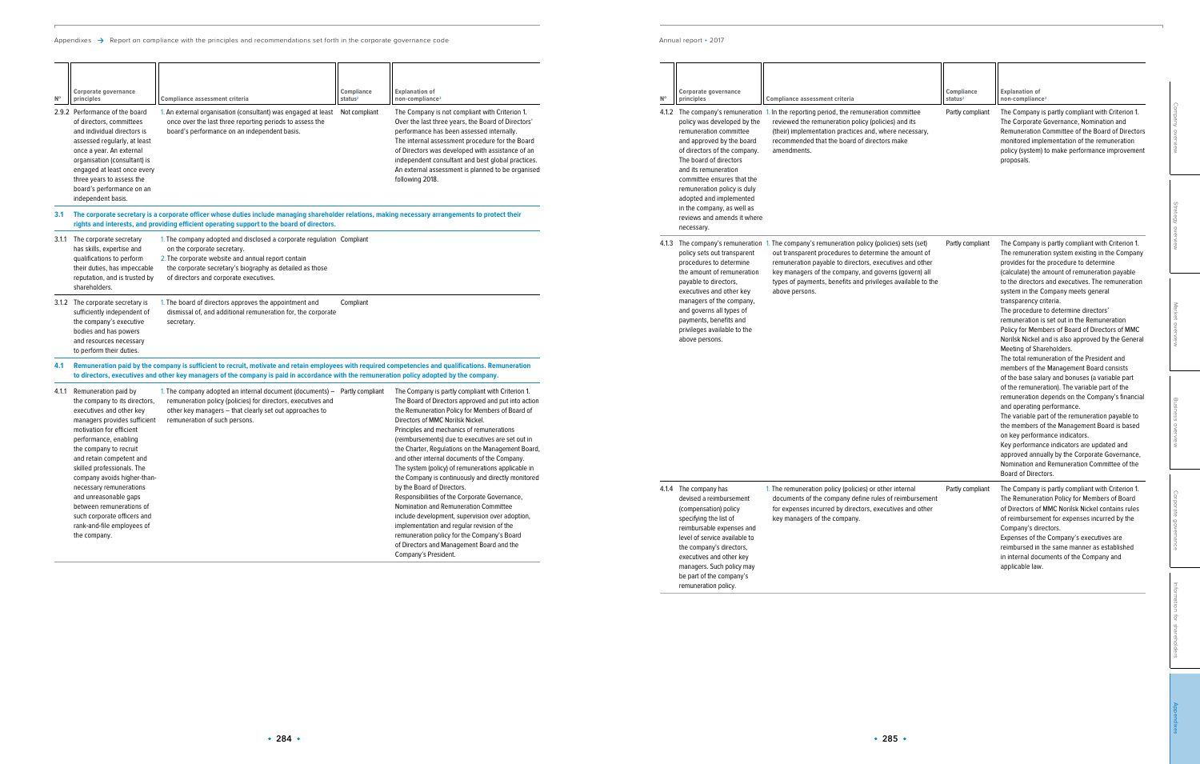| № | Corporate governance principles | Compliance assessment criteria | Compliance status[2] | Explanation of non-compliance[3] |
|---|---|---|---|---|
| 2.9.2 | Performance of the board of directors, committees and individual directors is assessed regularly, at least once a year. An external organisation (consultant) is engaged at least once every three years to assess the board's performance on an independent basis. | 1. An external organisation (consultant) was engaged at least once over the last three reporting periods to assess the board's performance on an independent basis. | Not compliant | The Company is not compliant with Criterion 1. Over the last three years, the Board of Directors' performance has been assessed internally. The internal assessment procedure for the Board of Directors was developed with assistance of an independent consultant and best global practices. An external assessment is planned to be organised following 2018. |
| **3.1** | **The corporate secretary is a corporate officer whose duties include managing shareholder relations, making necessary arrangements to protect their rights and interests, and providing efficient operating support to the board of directors.** | | | |
| 3.1.1 | The corporate secretary has skills, expertise and qualifications to perform their duties, has impeccable reputation, and is trusted by shareholders. | 1. The company adopted and disclosed a corporate regulation on the corporate secretary. 2. The corporate website and annual report contain the corporate secretary's biography as detailed as those of directors and corporate executives. | Compliant | |
| 3.1.2 | The corporate secretary is sufficiently independent of the company's executive bodies and has powers and resources necessary to perform their duties. | 1. The board of directors approves the appointment and dismissal of, and additional remuneration for, the corporate secretary. | Compliant | |
| **4.1** | **Remuneration paid by the company is sufficient to recruit, motivate and retain employees with required competencies and qualifications. Remuneration to directors, executives and other key managers of the company is paid in accordance with the remuneration policy adopted by the company.** | | | |
| 4.1.1 | Remuneration paid by the company to its directors, executives and other key managers provides sufficient motivation for efficient performance, enabling the company to recruit and retain competent and skilled professionals. The company avoids higher-than-necessary remunerations and unreasonable gaps between remunerations of such corporate officers and rank-and-file employees of the company. | 1. The company adopted an internal document (documents) – remuneration policy (policies) for directors, executives and other key managers – that clearly set out approaches to remuneration of such persons. | Partly compliant | The Company is partly compliant with Criterion 1. The Board of Directors approved and put into action the Remuneration Policy for Members of Board of Directors of MMC Norilsk Nickel. Principles and mechanics of remunerations (reimbursements) due to executives are set out in the Charter, Regulations on the Management Board, and other internal documents of the Company. The system (policy) of remunerations applicable in the Company is continuously and directly monitored by the Board of Directors. Responsibilities of the Corporate Governance, Nomination and Remuneration Committee include development, supervision over adoption, implementation and regular revision of the remuneration policy for the Company's Board of Directors and Management Board and the Company's President. |
| 4.1.2 | The company's remuneration policy was developed by the remuneration committee and approved by the board of directors of the company. The board of directors and its remuneration committee ensures that the remuneration policy is duly adopted and implemented in the company, as well as reviews and amends it where necessary. | 1. In the reporting period, the remuneration committee reviewed the remuneration policy (policies) and its (their) implementation practices and, where necessary, recommended that the board of directors make amendments. | Partly compliant | The Company is partly compliant with Criterion 1. The Corporate Governance, Nomination and Remuneration Committee of the Board of Directors monitored implementation of the remuneration policy (system) to make performance improvement proposals. |
| 4.1.3 | The company's remuneration policy sets out transparent procedures to determine the amount of remuneration payable to directors, executives and other key managers of the company, and governs all types of payments, benefits and privileges available to the above persons. | 1. The company's remuneration policy (policies) sets (set) out transparent procedures to determine the amount of remuneration payable to directors, executives and other key managers of the company, and governs (govern) all types of payments, benefits and privileges available to the above persons. | Partly compliant | The Company is partly compliant with Criterion 1. The remuneration system existing in the Company provides for the procedure to determine (calculate) the amount of remuneration payable to the directors and executives. The remuneration system in the Company meets general transparency criteria. The procedure to determine directors' remuneration is set out in the Remuneration Policy for Members of Board of Directors of MMC Norilsk Nickel and is also approved by the General Meeting of Shareholders. The total remuneration of the President and members of the Management Board consists of the base salary and bonuses (a variable part of the remuneration). The variable part of the remuneration depends on the Company's financial and operating performance. The variable part of the remuneration payable to the members of the Management Board is based on key performance indicators. Key performance indicators are updated and approved annually by the Corporate Governance, Nomination and Remuneration Committee of the Board of Directors. |
| 4.1.4 | The company has devised a reimbursement (compensation) policy specifying the list of reimbursable expenses and level of service available to the company's directors, executives and other key managers. Such policy may be part of the company's remuneration policy. | 1. The remuneration policy (policies) or other internal documents of the company define rules of reimbursement for expenses incurred by directors, executives and other key managers of the company. | Partly compliant | The Company is partly compliant with Criterion 1. The Remuneration Policy for Members of Board of Directors of MMC Norilsk Nickel contains rules of reimbursement for expenses incurred by the Company's directors. Expenses of the Company's executives are reimbursed in the same manner as established in internal documents of the Company and applicable law. |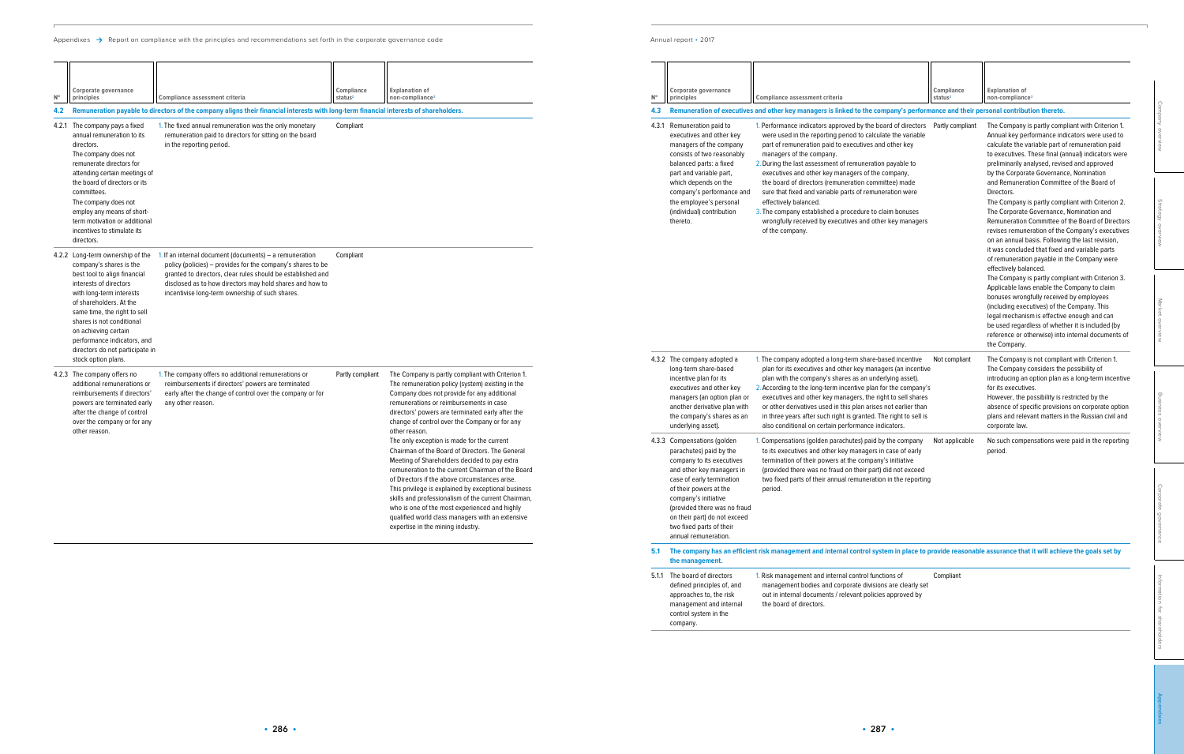| № | Corporate governance principles | Compliance assessment criteria | Compliance status[2] | Explanation of non-compliance[3] |
|---|---|---|---|---|
| **4.2** | **Remuneration payable to directors of the company aligns their financial interests with long-term financial interests of shareholders.** | | | |
| 4.2.1 | The company pays a fixed annual remuneration to its directors. The company does not remunerate directors for attending certain meetings of the board of directors or its committees. The company does not employ any means of short-term motivation or additional incentives to stimulate its directors. | 1. The fixed annual remuneration was the only monetary remuneration paid to directors for sitting on the board in the reporting period. | Compliant | |
| 4.2.2 | Long-term ownership of the company's shares is the best tool to align financial interests of directors with long-term interests of shareholders. At the same time, the right to sell shares is not conditional on achieving certain performance indicators, and directors do not participate in stock option plans. | 1. If an internal document (documents) – a remuneration policy (policies) – provides for the company's shares to be granted to directors, clear rules should be established and disclosed as to how directors may hold shares and how to incentivise long-term ownership of such shares. | Compliant | |
| 4.2.3 | The company offers no additional remunerations or reimbursements if directors' powers are terminated early after the change of control over the company or for any other reason. | 1. The company offers no additional remunerations or reimbursements if directors' powers are terminated early after the change of control over the company or for any other reason. | Partly compliant | The Company is partly compliant with Criterion 1. The remuneration policy (system) existing in the Company does not provide for any additional remunerations or reimbursements in case directors' powers are terminated early after the change of control over the Company or for any other reason. The only exception is made for the current Chairman of the Board of Directors. The General Meeting of Shareholders decided to pay extra remuneration to the current Chairman of the Board of Directors if the above circumstances arise. This privilege is explained by exceptional business skills and professionalism of the current Chairman, who is one of the most experienced and highly qualified world class managers with an extensive expertise in the mining industry. |
| **4.3** | **Remuneration of executives and other key managers is linked to the company's performance and their personal contribution thereto.** | | | |
| 4.3.1 | Remuneration paid to executives and other key managers of the company consists of two reasonably balanced parts: a fixed part and variable part, which depends on the company's performance and the employee's personal (individual) contribution thereto. | 1. Performance indicators approved by the board of directors were used in the reporting period to calculate the variable part of remuneration paid to executives and other key managers of the company.<br>2. During the last assessment of remuneration payable to executives and other key managers of the company, the board of directors (remuneration committee) made sure that fixed and variable parts of remuneration were effectively balanced.<br>3. The company established a procedure to claim bonuses wrongfully received by executives and other key managers of the company. | Partly compliant | The Company is partly compliant with Criterion 1. Annual key performance indicators were used to calculate the variable part of remuneration paid to executives. These final (annual) indicators were preliminarily analysed, revised and approved by the Corporate Governance, Nomination and Remuneration Committee of the Board of Directors.<br>The Company is partly compliant with Criterion 2. The Corporate Governance, Nomination and Remuneration Committee of the Board of Directors revises remuneration of the Company's executives on an annual basis. Following the last revision, it was concluded that fixed and variable parts of remuneration payable in the Company were effectively balanced.<br>The Company is partly compliant with Criterion 3. Applicable laws enable the Company to claim bonuses wrongfully received by employees (including executives) of the Company. This legal mechanism is effective enough and can be used regardless of whether it is included (by reference or otherwise) into internal documents of the Company. |
| 4.3.2 | The company adopted a long-term share-based incentive plan for its executives and other key managers (an option plan or another derivative plan with the company's shares as an underlying asset). | 1. The company adopted a long-term share-based incentive plan for its executives and other key managers (an incentive plan with the company's shares as an underlying asset).<br>2. According to the long-term incentive plan for the company's executives and other key managers, the right to sell shares or other derivatives used in this plan arises not earlier than in three years after such right is granted. The right to sell is also conditional on certain performance indicators. | Not compliant | The Company is not compliant with Criterion 1. The Company considers the possibility of introducing an option plan as a long-term incentive for its executives.<br>However, the possibility is restricted by the absence of specific provisions on corporate option plans and relevant matters in the Russian civil and corporate law. |
| 4.3.3 | Compensations (golden parachutes) paid by the company to its executives and other key managers in case of early termination of their powers at the company's initiative (provided there was no fraud on their part) do not exceed two fixed parts of their annual remuneration. | 1. Compensations (golden parachutes) paid by the company to its executives and other key managers in case of early termination of their powers at the company's initiative (provided there was no fraud on their part) did not exceed two fixed parts of their annual remuneration in the reporting period. | Not applicable | No such compensations were paid in the reporting period. |
| **5.1** | **The company has an efficient risk management and internal control system in place to provide reasonable assurance that it will achieve the goals set by the management.** | | | |
| 5.1.1 | The board of directors defined principles of, and approaches to, the risk management and internal control system in the company. | 1. Risk management and internal control functions of management bodies and corporate divisions are clearly set out in internal documents / relevant policies approved by the board of directors. | Compliant | |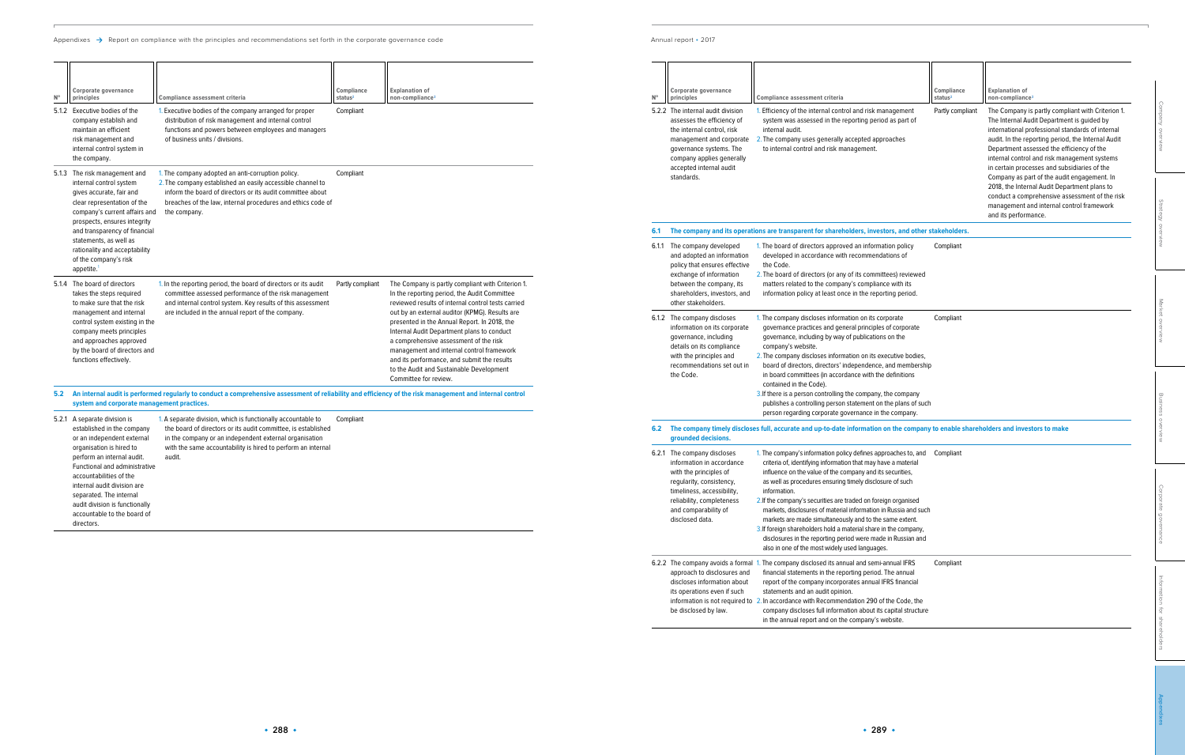| N° | Corporate governance principles | Compliance assessment criteria | Compliance status[2] | Explanation of non-compliance[3] |
|---|---|---|---|---|
| 5.1.2 | Executive bodies of the company establish and maintain an efficient risk management and internal control system in the company. | 1. Executive bodies of the company arranged for proper distribution of risk management and internal control functions and powers between employees and managers of business units / divisions. | Compliant | |
| 5.1.3 | The risk management and internal control system gives accurate, fair and clear representation of the company's current affairs and prospects, ensures integrity and transparency of financial statements, as well as rationality and acceptability of the company's risk appetite.[1] | 1. The company adopted an anti-corruption policy.<br>2. The company established an easily accessible channel to inform the board of directors or its audit committee about breaches of the law, internal procedures and ethics code of the company. | Compliant | |
| 5.1.4 | The board of directors takes the steps required to make sure that the risk management and internal control system existing in the company meets principles and approaches approved by the board of directors and functions effectively. | 1. In the reporting period, the board of directors or its audit committee assessed performance of the risk management and internal control system. Key results of this assessment are included in the annual report of the company. | Partly compliant | The Company is partly compliant with Criterion 1. In the reporting period, the Audit Committee reviewed results of internal control tests carried out by an external auditor (KPMG). Results are presented in the Annual Report. In 2018, the Internal Audit Department plans to conduct a comprehensive assessment of the risk management and internal control framework and its performance, and submit the results to the Audit and Sustainable Development Committee for review. |
| **5.2** | **An internal audit is performed regularly to conduct a comprehensive assessment of reliability and efficiency of the risk management and internal control system and corporate management practices.** | | | |
| 5.2.1 | A separate division is established in the company or an independent external organisation is hired to perform an internal audit. Functional and administrative accountabilities of the internal audit division are separated. The internal audit division is functionally accountable to the board of directors. | 1. A separate division, which is functionally accountable to the board of directors or its audit committee, is established in the company or an independent external organisation with the same accountability is hired to perform an internal audit. | Compliant | |
| 5.2.2 | The internal audit division assesses the efficiency of the internal control, risk management and corporate governance systems. The company applies generally accepted internal audit standards. | 1. Efficiency of the internal control and risk management system was assessed in the reporting period as part of internal audit.<br>2. The company uses generally accepted approaches to internal control and risk management. | Partly compliant | The Company is partly compliant with Criterion 1. The Internal Audit Department is guided by international professional standards of internal audit. In the reporting period, the Internal Audit Department assessed the efficiency of the internal control and risk management systems in certain processes and subsidiaries of the Company as part of the audit engagement. In 2018, the Internal Audit Department plans to conduct a comprehensive assessment of the risk management and internal control framework and its performance. |
| **6.1** | **The company and its operations are transparent for shareholders, investors, and other stakeholders.** | | | |
| 6.1.1 | The company developed and adopted an information policy that ensures effective exchange of information between the company, its shareholders, investors, and other stakeholders. | 1. The board of directors approved an information policy developed in accordance with recommendations of the Code.<br>2. The board of directors (or any of its committees) reviewed matters related to the company's compliance with its information policy at least once in the reporting period. | Compliant | |
| 6.1.2 | The company discloses information on its corporate governance, including details on its compliance with the principles and recommendations set out in the Code. | 1. The company discloses information on its corporate governance practices and general principles of corporate governance, including by way of publications on the company's website.<br>2. The company discloses information on its executive bodies, board of directors, directors' independence, and membership in board committees (in accordance with the definitions contained in the Code).<br>3. If there is a person controlling the company, the company publishes a controlling person statement on the plans of such person regarding corporate governance in the company. | Compliant | |
| **6.2** | **The company timely discloses full, accurate and up-to-date information on the company to enable shareholders and investors to make grounded decisions.** | | | |
| 6.2.1 | The company discloses information in accordance with the principles of regularity, consistency, timeliness, accessibility, reliability, completeness and comparability of disclosed data. | 1. The company's information policy defines approaches to, and criteria of, identifying information that may have a material influence on the value of the company and its securities, as well as procedures ensuring timely disclosure of such information.<br>2. If the company's securities are traded on foreign organised markets, disclosures of material information in Russia and such markets are made simultaneously and to the same extent.<br>3. If foreign shareholders hold a material share in the company, disclosures in the reporting period were made in Russian and also in one of the most widely used languages. | Compliant | |
| 6.2.2 | The company avoids a formal approach to disclosures and discloses information about its operations even if such information is not required to be disclosed by law. | 1. The company disclosed its annual and semi-annual IFRS financial statements in the reporting period. The annual report of the company incorporates annual IFRS financial statements and an audit opinion.<br>2. In accordance with Recommendation 290 of the Code, the company discloses full information about its capital structure in the annual report and on the company's website. | Compliant | |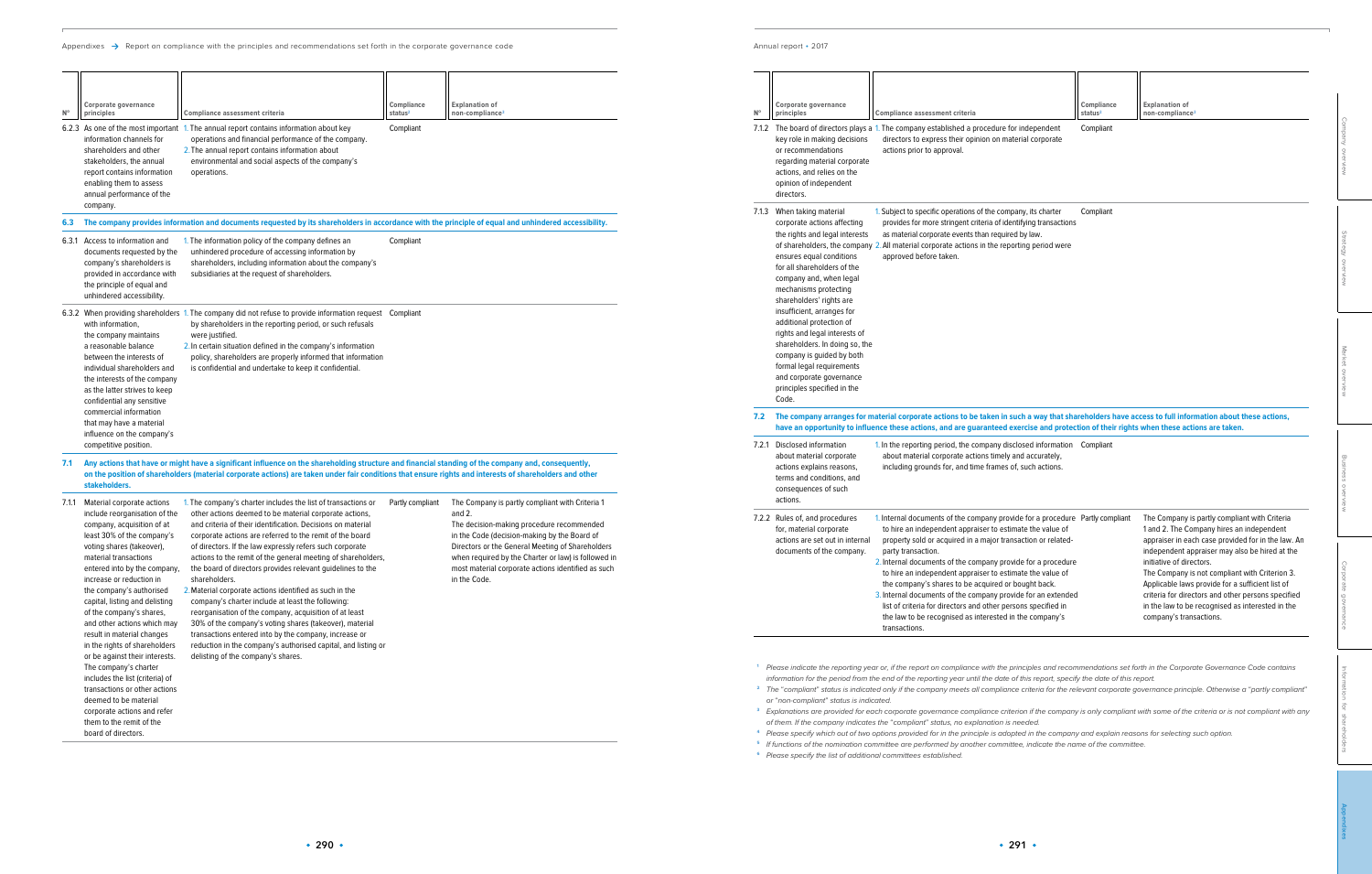| № | Corporate governance principles | Compliance assessment criteria | Compliance status[2] | Explanation of non-compliance[3] |
|---|---|---|---|---|
| 6.2.3 | As one of the most important information channels for shareholders and other stakeholders, the annual report contains information enabling them to assess annual performance of the company. | 1. The annual report contains information about key operations and financial performance of the company. 2. The annual report contains information about environmental and social aspects of the company's operations. | Compliant | |
| **6.3** | **The company provides information and documents requested by its shareholders in accordance with the principle of equal and unhindered accessibility.** | | | |
| 6.3.1 | Access to information and documents requested by the company's shareholders is provided in accordance with the principle of equal and unhindered accessibility. | 1. The information policy of the company defines an unhindered procedure of accessing information by shareholders, including information about the company's subsidiaries at the request of shareholders. | Compliant | |
| 6.3.2 | When providing shareholders with information, the company maintains a reasonable balance between the interests of individual shareholders and the interests of the company as the latter strives to keep confidential any sensitive commercial information that may have a material influence on the company's competitive position. | 1. The company did not refuse to provide information request by shareholders in the reporting period, or such refusals were justified. 2. In certain situation defined in the company's information policy, shareholders are properly informed that information is confidential and undertake to keep it confidential. | Compliant | |
| **7.1** | **Any actions that have or might have a significant influence on the shareholding structure and financial standing of the company and, consequently, on the position of shareholders (material corporate actions) are taken under fair conditions that ensure rights and interests of shareholders and other stakeholders.** | | | |
| 7.1.1 | Material corporate actions include reorganisation of the company, acquisition of at least 30% of the company's voting shares (takeover), material transactions entered into by the company, increase or reduction in the company's authorised capital, listing and delisting of the company's shares, and other actions which may result in material changes in the rights of shareholders or be against their interests. The company's charter includes the list (criteria) of transactions or other actions deemed to be material corporate actions and refer them to the remit of the board of directors. | 1. The company's charter includes the list of transactions or other actions deemed to be material corporate actions, and criteria of their identification. Decisions on material corporate actions are referred to the remit of the board of directors. If the law expressly refers such corporate actions to the remit of the general meeting of shareholders, the board of directors provides relevant guidelines to the shareholders. 2. Material corporate actions identified as such in the company's charter include at least the following: reorganisation of the company, acquisition of at least 30% of the company's voting shares (takeover), material transactions entered into by the company, increase or reduction in the company's authorised capital, and listing or delisting of the company's shares. | Partly compliant | The Company is partly compliant with Criteria 1 and 2. The decision-making procedure recommended in the Code (decision-making by the Board of Directors or the General Meeting of Shareholders when required by the Charter or law) is followed in most material corporate actions identified as such in the Code. |
| 7.1.2 | The board of directors plays a key role in making decisions or recommendations regarding material corporate actions, and relies on the opinion of independent directors. | 1. The company established a procedure for independent directors to express their opinion on material corporate actions prior to approval. | Compliant | |
| 7.1.3 | When taking material corporate actions affecting the rights and legal interests of shareholders, the company ensures equal conditions for all shareholders of the company and, when legal mechanisms protecting shareholders' rights are insufficient, arranges for additional protection of rights and legal interests of shareholders. In doing so, the company is guided by both formal legal requirements and corporate governance principles specified in the Code. | 1. Subject to specific operations of the company, its charter provides for more stringent criteria of identifying transactions as material corporate events than required by law. 2. All material corporate actions in the reporting period were approved before taken. | Compliant | |
| **7.2** | **The company arranges for material corporate actions to be taken in such a way that shareholders have access to full information about these actions, have an opportunity to influence these actions, and are guaranteed exercise and protection of their rights when these actions are taken.** | | | |
| 7.2.1 | Disclosed information about material corporate actions explains reasons, terms and conditions, and consequences of such actions. | 1. In the reporting period, the company disclosed information about material corporate actions timely and accurately, including grounds for, and time frames of, such actions. | Compliant | |
| 7.2.2 | Rules of, and procedures for, material corporate actions are set out in internal documents of the company. | 1. Internal documents of the company provide for a procedure to hire an independent appraiser to estimate the value of property sold or acquired in a major transaction or related-party transaction. 2. Internal documents of the company provide for a procedure to hire an independent appraiser to estimate the value of the company's shares to be acquired or bought back. 3. Internal documents of the company provide for an extended list of criteria for directors and other persons specified in the law to be recognised as interested in the company's transactions. | Partly compliant | The Company is partly compliant with Criteria 1 and 2. The Company hires an independent appraiser in each case provided for in the law. An independent appraiser may also be hired at the initiative of directors. The Company is not compliant with Criterion 3. Applicable laws provide for a sufficient list of criteria for directors and other persons specified in the law to be recognised as interested in the company's transactions. |

[1] *Please indicate the reporting year or, if the report on compliance with the principles and recommendations set forth in the Corporate Governance Code contains information for the period from the end of the reporting year until the date of this report, specify the date of this report.*

[2] *The "compliant" status is indicated only if the company meets all compliance criteria for the relevant corporate governance principle. Otherwise a "partly compliant" or "non-compliant" status is indicated.*

[3] *Explanations are provided for each corporate governance compliance criterion if the company is only compliant with some of the criteria or is not compliant with any of them. If the company indicates the "compliant" status, no explanation is needed.*

[4] *Please specify which out of two options provided for in the principle is adopted in the company and explain reasons for selecting such option.*

[5] *If functions of the nomination committee are performed by another committee, indicate the name of the committee.*

[6] *Please specify the list of additional committees established.*